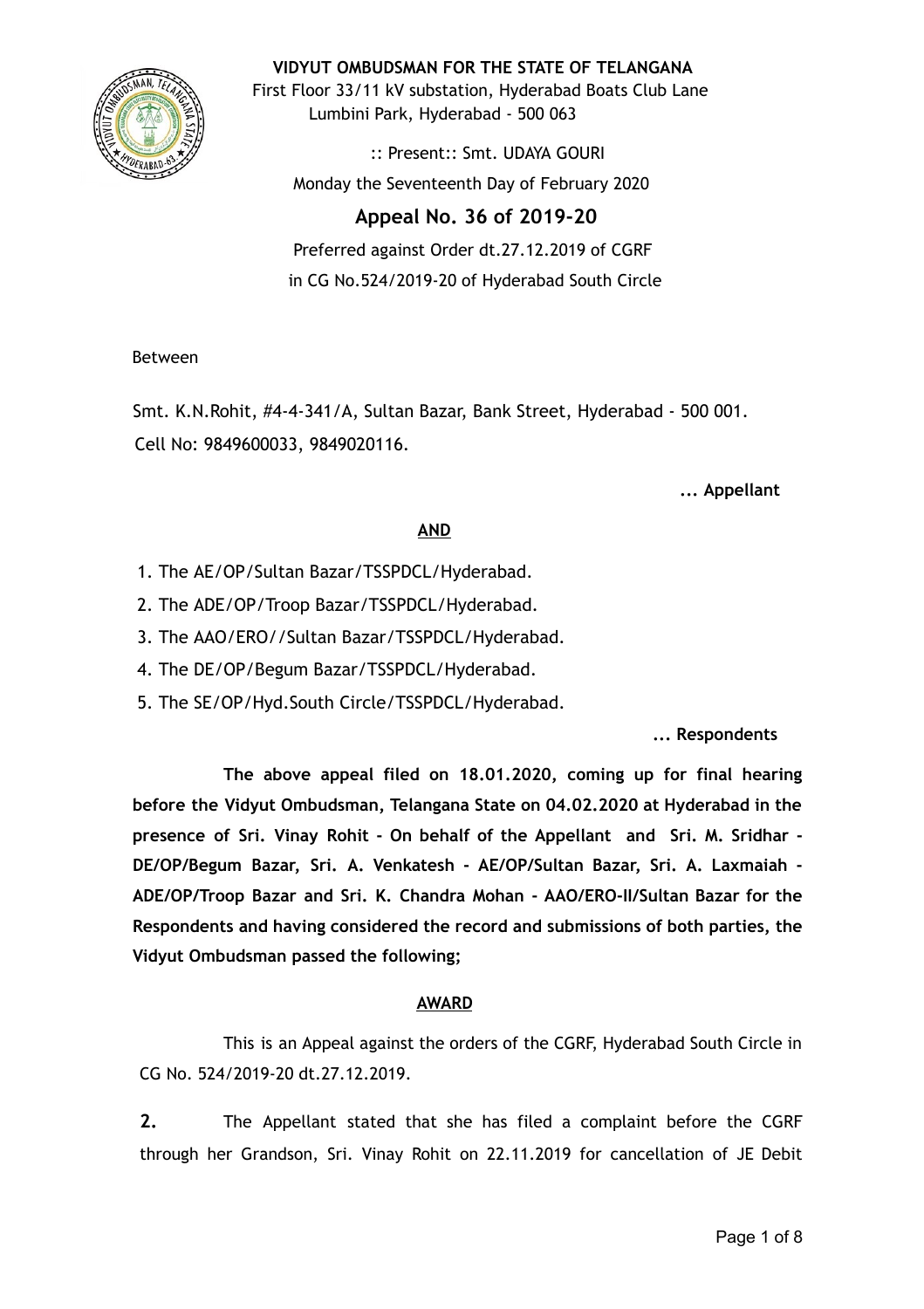**VIDYUT OMBUDSMAN FOR THE STATE OF TELANGANA**
First Floor 33/11 kV substation, Hyderabad Boats Club Lane
Lumbini Park, Hyderabad - 500 063

:: Present:: Smt. UDAYA GOURI
Monday the Seventeenth Day of February 2020

## Appeal No. 36 of 2019-20

Preferred against Order dt.27.12.2019 of CGRF
in CG No.524/2019-20 of Hyderabad South Circle

Between

Smt. K.N.Rohit, #4-4-341/A, Sultan Bazar, Bank Street, Hyderabad - 500 001.
Cell No: 9849600033, 9849020116.

**... Appellant**

**AND**

1. The AE/OP/Sultan Bazar/TSSPDCL/Hyderabad.
2. The ADE/OP/Troop Bazar/TSSPDCL/Hyderabad.
3. The AAO/ERO//Sultan Bazar/TSSPDCL/Hyderabad.
4. The DE/OP/Begum Bazar/TSSPDCL/Hyderabad.
5. The SE/OP/Hyd.South Circle/TSSPDCL/Hyderabad.

**... Respondents**

**The above appeal filed on 18.01.2020, coming up for final hearing before the Vidyut Ombudsman, Telangana State on 04.02.2020 at Hyderabad in the presence of Sri. Vinay Rohit - On behalf of the Appellant and Sri. M. Sridhar - DE/OP/Begum Bazar, Sri. A. Venkatesh - AE/OP/Sultan Bazar, Sri. A. Laxmaiah - ADE/OP/Troop Bazar and Sri. K. Chandra Mohan - AAO/ERO-II/Sultan Bazar for the Respondents and having considered the record and submissions of both parties, the Vidyut Ombudsman passed the following;**

**AWARD**

This is an Appeal against the orders of the CGRF, Hyderabad South Circle in CG No. 524/2019-20 dt.27.12.2019.

**2.** The Appellant stated that she has filed a complaint before the CGRF through her Grandson, Sri. Vinay Rohit on 22.11.2019 for cancellation of JE Debit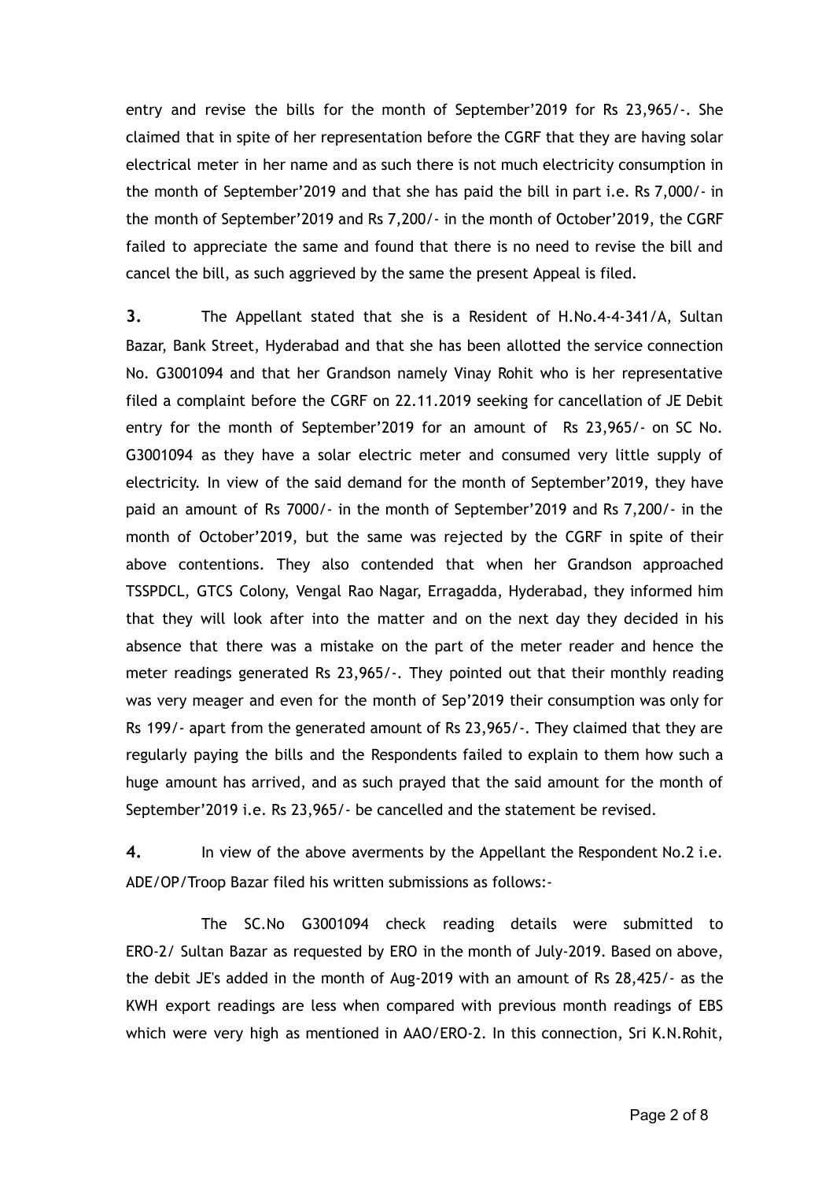entry and revise the bills for the month of September'2019 for Rs 23,965/-. She claimed that in spite of her representation before the CGRF that they are having solar electrical meter in her name and as such there is not much electricity consumption in the month of September'2019 and that she has paid the bill in part i.e. Rs 7,000/- in the month of September'2019 and Rs 7,200/- in the month of October'2019, the CGRF failed to appreciate the same and found that there is no need to revise the bill and cancel the bill, as such aggrieved by the same the present Appeal is filed.

**3.** The Appellant stated that she is a Resident of H.No.4-4-341/A, Sultan Bazar, Bank Street, Hyderabad and that she has been allotted the service connection No. G3001094 and that her Grandson namely Vinay Rohit who is her representative filed a complaint before the CGRF on 22.11.2019 seeking for cancellation of JE Debit entry for the month of September'2019 for an amount of Rs 23,965/- on SC No. G3001094 as they have a solar electric meter and consumed very little supply of electricity. In view of the said demand for the month of September'2019, they have paid an amount of Rs 7000/- in the month of September'2019 and Rs 7,200/- in the month of October'2019, but the same was rejected by the CGRF in spite of their above contentions. They also contended that when her Grandson approached TSSPDCL, GTCS Colony, Vengal Rao Nagar, Erragadda, Hyderabad, they informed him that they will look after into the matter and on the next day they decided in his absence that there was a mistake on the part of the meter reader and hence the meter readings generated Rs 23,965/-. They pointed out that their monthly reading was very meager and even for the month of Sep'2019 their consumption was only for Rs 199/- apart from the generated amount of Rs 23,965/-. They claimed that they are regularly paying the bills and the Respondents failed to explain to them how such a huge amount has arrived, and as such prayed that the said amount for the month of September'2019 i.e. Rs 23,965/- be cancelled and the statement be revised.

**4.** In view of the above averments by the Appellant the Respondent No.2 i.e. ADE/OP/Troop Bazar filed his written submissions as follows:-

The SC.No G3001094 check reading details were submitted to ERO-2/ Sultan Bazar as requested by ERO in the month of July-2019. Based on above, the debit JE's added in the month of Aug-2019 with an amount of Rs 28,425/- as the KWH export readings are less when compared with previous month readings of EBS which were very high as mentioned in AAO/ERO-2. In this connection, Sri K.N.Rohit,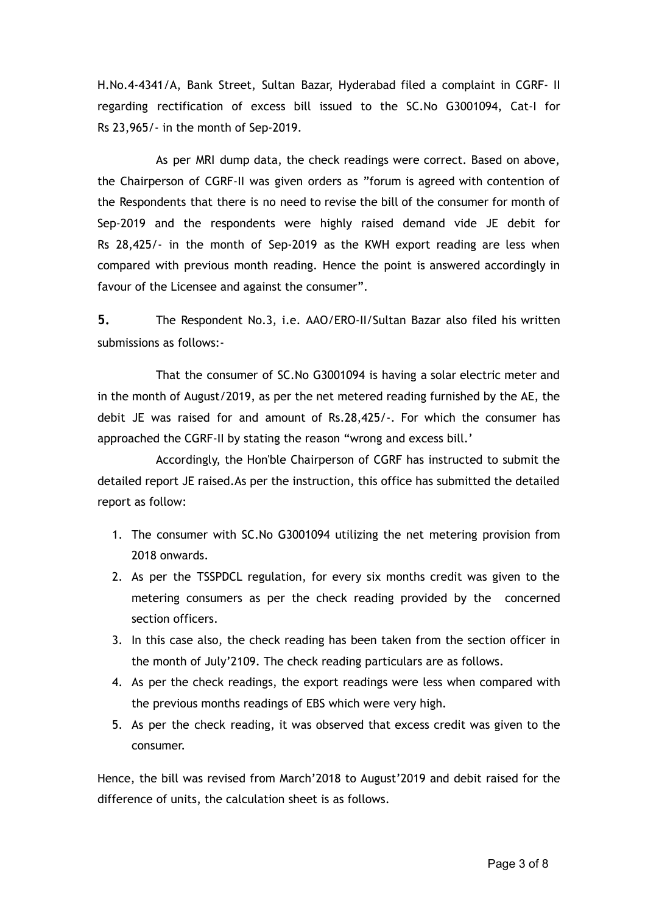H.No.4-4341/A, Bank Street, Sultan Bazar, Hyderabad filed a complaint in CGRF- II regarding rectification of excess bill issued to the SC.No G3001094, Cat-I for Rs 23,965/- in the month of Sep-2019.

As per MRI dump data, the check readings were correct. Based on above, the Chairperson of CGRF-II was given orders as "forum is agreed with contention of the Respondents that there is no need to revise the bill of the consumer for month of Sep-2019 and the respondents were highly raised demand vide JE debit for Rs 28,425/- in the month of Sep-2019 as the KWH export reading are less when compared with previous month reading. Hence the point is answered accordingly in favour of the Licensee and against the consumer".

**5.** The Respondent No.3, i.e. AAO/ERO-II/Sultan Bazar also filed his written submissions as follows:-

That the consumer of SC.No G3001094 is having a solar electric meter and in the month of August/2019, as per the net metered reading furnished by the AE, the debit JE was raised for and amount of Rs.28,425/-. For which the consumer has approached the CGRF-II by stating the reason "wrong and excess bill.'

Accordingly, the Hon'ble Chairperson of CGRF has instructed to submit the detailed report JE raised.As per the instruction, this office has submitted the detailed report as follow:

1. The consumer with SC.No G3001094 utilizing the net metering provision from 2018 onwards.
2. As per the TSSPDCL regulation, for every six months credit was given to the metering consumers as per the check reading provided by the concerned section officers.
3. In this case also, the check reading has been taken from the section officer in the month of July'2109. The check reading particulars are as follows.
4. As per the check readings, the export readings were less when compared with the previous months readings of EBS which were very high.
5. As per the check reading, it was observed that excess credit was given to the consumer.

Hence, the bill was revised from March'2018 to August'2019 and debit raised for the difference of units, the calculation sheet is as follows.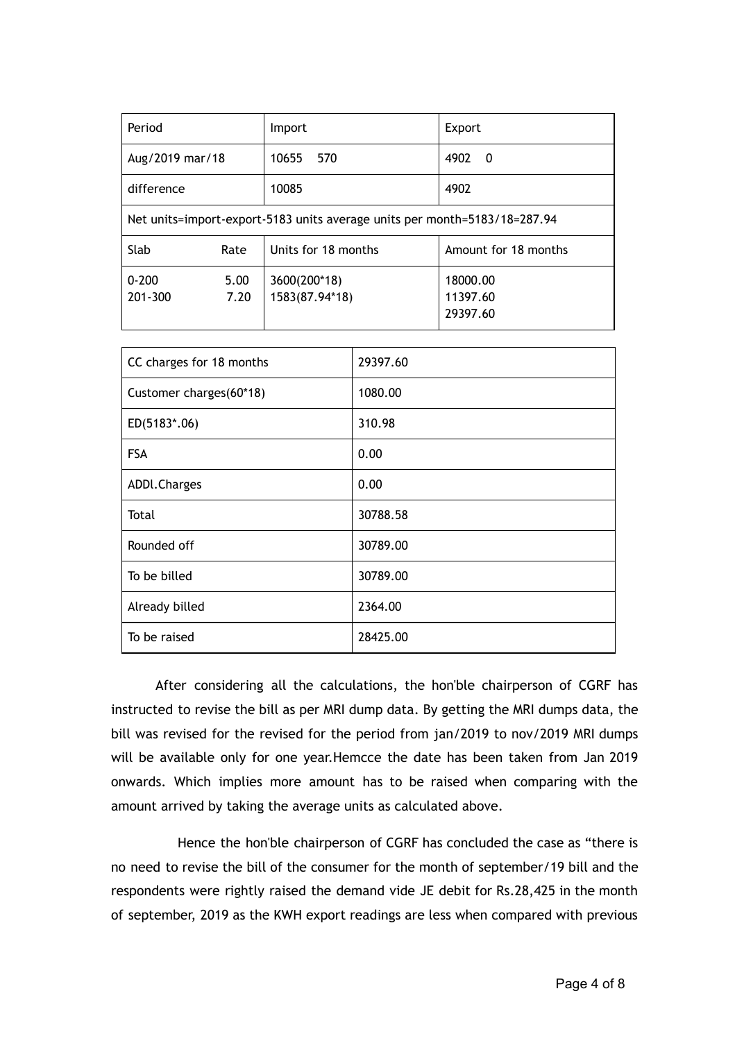| Period | | Import | Export |
|---|---|---|---|
| Aug/2019 mar/18 | | 10655 570 | 4902 0 |
| difference | | 10085 | 4902 |
| Net units=import-export-5183 units average units per month=5183/18=287.94 | | | |
| Slab | Rate | Units for 18 months | Amount for 18 months |
| 0-200<br>201-300 | 5.00<br>7.20 | 3600(200*18)<br>1583(87.94*18) | 18000.00<br>11397.60<br>29397.60 |

| CC charges for 18 months | 29397.60 |
|---|---|
| Customer charges(60*18) | 1080.00 |
| ED(5183*.06) | 310.98 |
| FSA | 0.00 |
| ADDl.Charges | 0.00 |
| Total | 30788.58 |
| Rounded off | 30789.00 |
| To be billed | 30789.00 |
| Already billed | 2364.00 |
| To be raised | 28425.00 |

After considering all the calculations, the hon'ble chairperson of CGRF has instructed to revise the bill as per MRI dump data. By getting the MRI dumps data, the bill was revised for the revised for the period from jan/2019 to nov/2019 MRI dumps will be available only for one year.Hemcce the date has been taken from Jan 2019 onwards. Which implies more amount has to be raised when comparing with the amount arrived by taking the average units as calculated above.

Hence the hon'ble chairperson of CGRF has concluded the case as "there is no need to revise the bill of the consumer for the month of september/19 bill and the respondents were rightly raised the demand vide JE debit for Rs.28,425 in the month of september, 2019 as the KWH export readings are less when compared with previous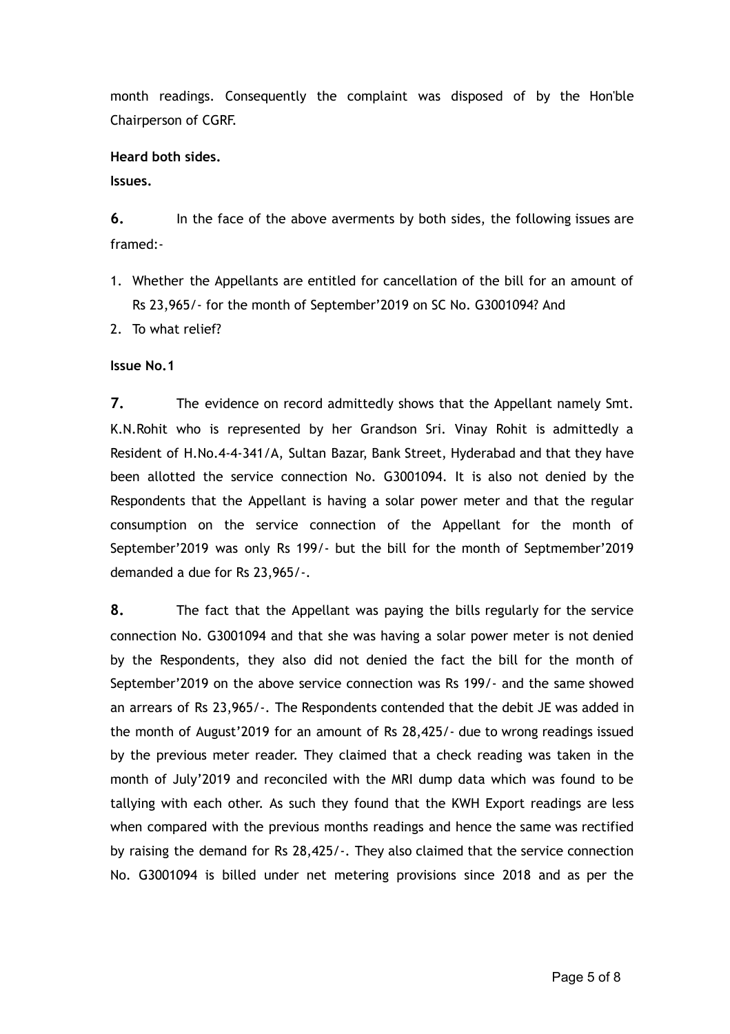month readings. Consequently the complaint was disposed of by the Hon'ble Chairperson of CGRF.

**Heard both sides.**

**Issues.**

**6.** In the face of the above averments by both sides, the following issues are framed:-

1. Whether the Appellants are entitled for cancellation of the bill for an amount of Rs 23,965/- for the month of September'2019 on SC No. G3001094? And
2. To what relief?

**Issue No.1**

**7.** The evidence on record admittedly shows that the Appellant namely Smt. K.N.Rohit who is represented by her Grandson Sri. Vinay Rohit is admittedly a Resident of H.No.4-4-341/A, Sultan Bazar, Bank Street, Hyderabad and that they have been allotted the service connection No. G3001094. It is also not denied by the Respondents that the Appellant is having a solar power meter and that the regular consumption on the service connection of the Appellant for the month of September'2019 was only Rs 199/- but the bill for the month of Septmember'2019 demanded a due for Rs 23,965/-.

**8.** The fact that the Appellant was paying the bills regularly for the service connection No. G3001094 and that she was having a solar power meter is not denied by the Respondents, they also did not denied the fact the bill for the month of September'2019 on the above service connection was Rs 199/- and the same showed an arrears of Rs 23,965/-. The Respondents contended that the debit JE was added in the month of August'2019 for an amount of Rs 28,425/- due to wrong readings issued by the previous meter reader. They claimed that a check reading was taken in the month of July'2019 and reconciled with the MRI dump data which was found to be tallying with each other. As such they found that the KWH Export readings are less when compared with the previous months readings and hence the same was rectified by raising the demand for Rs 28,425/-. They also claimed that the service connection No. G3001094 is billed under net metering provisions since 2018 and as per the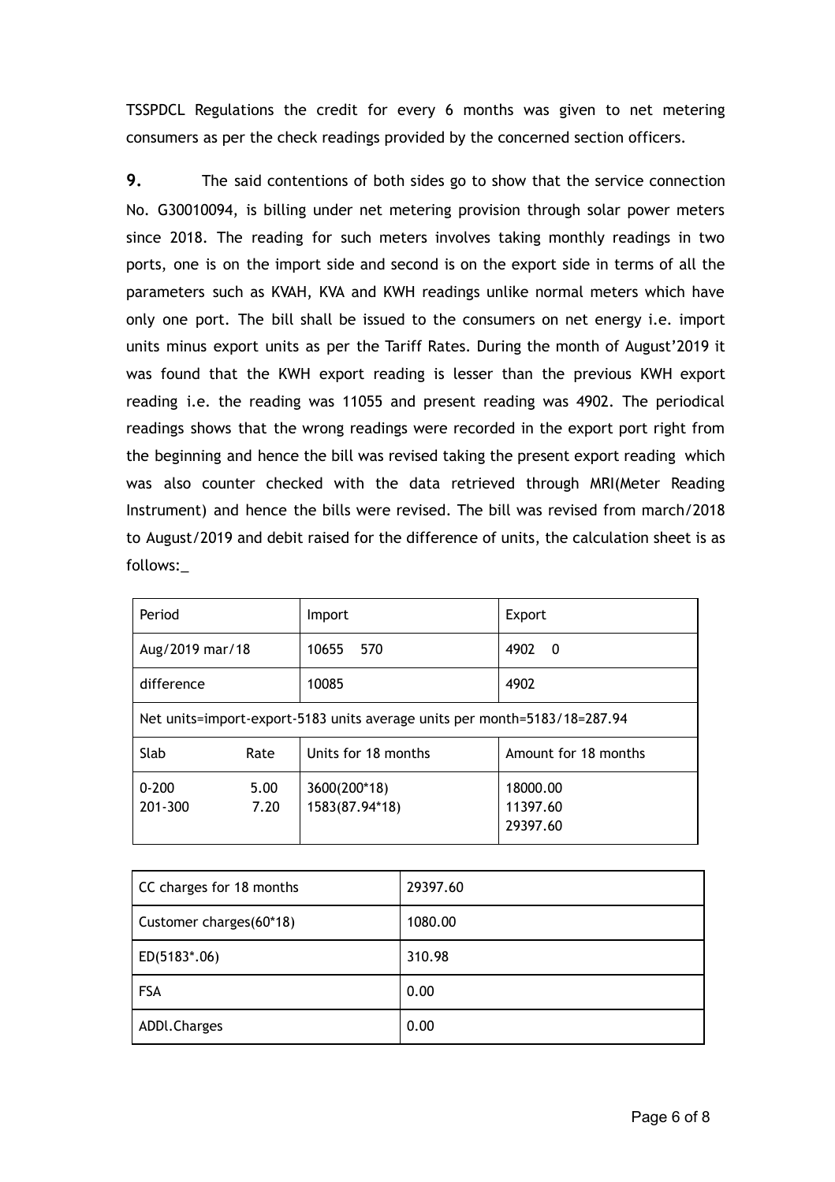TSSPDCL Regulations the credit for every 6 months was given to net metering consumers as per the check readings provided by the concerned section officers.

**9.** The said contentions of both sides go to show that the service connection No. G30010094, is billing under net metering provision through solar power meters since 2018. The reading for such meters involves taking monthly readings in two ports, one is on the import side and second is on the export side in terms of all the parameters such as KVAH, KVA and KWH readings unlike normal meters which have only one port. The bill shall be issued to the consumers on net energy i.e. import units minus export units as per the Tariff Rates. During the month of August'2019 it was found that the KWH export reading is lesser than the previous KWH export reading i.e. the reading was 11055 and present reading was 4902. The periodical readings shows that the wrong readings were recorded in the export port right from the beginning and hence the bill was revised taking the present export reading which was also counter checked with the data retrieved through MRI(Meter Reading Instrument) and hence the bills were revised. The bill was revised from march/2018 to August/2019 and debit raised for the difference of units, the calculation sheet is as follows:_

| Period | | Import | Export |
|---|---|---|---|
| Aug/2019 mar/18 | | 10655 570 | 4902 0 |
| difference | | 10085 | 4902 |
| Net units=import-export-5183 units average units per month=5183/18=287.94 | | | |
| Slab | Rate | Units for 18 months | Amount for 18 months |
| 0-200<br>201-300 | 5.00<br>7.20 | 3600(200*18)<br>1583(87.94*18) | 18000.00<br>11397.60<br>29397.60 |

| | |
|---|---|
| CC charges for 18 months | 29397.60 |
| Customer charges(60*18) | 1080.00 |
| ED(5183*.06) | 310.98 |
| FSA | 0.00 |
| ADDl.Charges | 0.00 |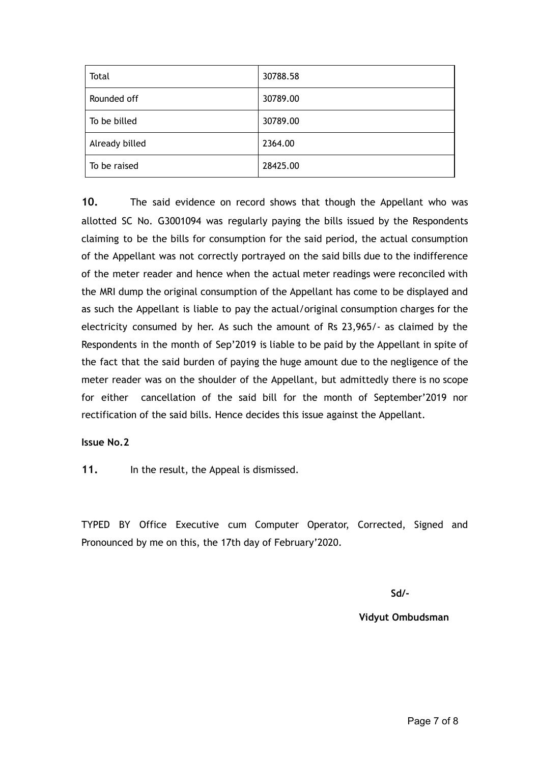| Total | 30788.58 |
|---|---|
| Rounded off | 30789.00 |
| To be billed | 30789.00 |
| Already billed | 2364.00 |
| To be raised | 28425.00 |

**10.** The said evidence on record shows that though the Appellant who was allotted SC No. G3001094 was regularly paying the bills issued by the Respondents claiming to be the bills for consumption for the said period, the actual consumption of the Appellant was not correctly portrayed on the said bills due to the indifference of the meter reader and hence when the actual meter readings were reconciled with the MRI dump the original consumption of the Appellant has come to be displayed and as such the Appellant is liable to pay the actual/original consumption charges for the electricity consumed by her. As such the amount of Rs 23,965/- as claimed by the Respondents in the month of Sep'2019 is liable to be paid by the Appellant in spite of the fact that the said burden of paying the huge amount due to the negligence of the meter reader was on the shoulder of the Appellant, but admittedly there is no scope for either cancellation of the said bill for the month of September'2019 nor rectification of the said bills. Hence decides this issue against the Appellant.

**Issue No.2**

**11.** In the result, the Appeal is dismissed.

TYPED BY Office Executive cum Computer Operator, Corrected, Signed and Pronounced by me on this, the 17th day of February'2020.

**Sd/-**

**Vidyut Ombudsman**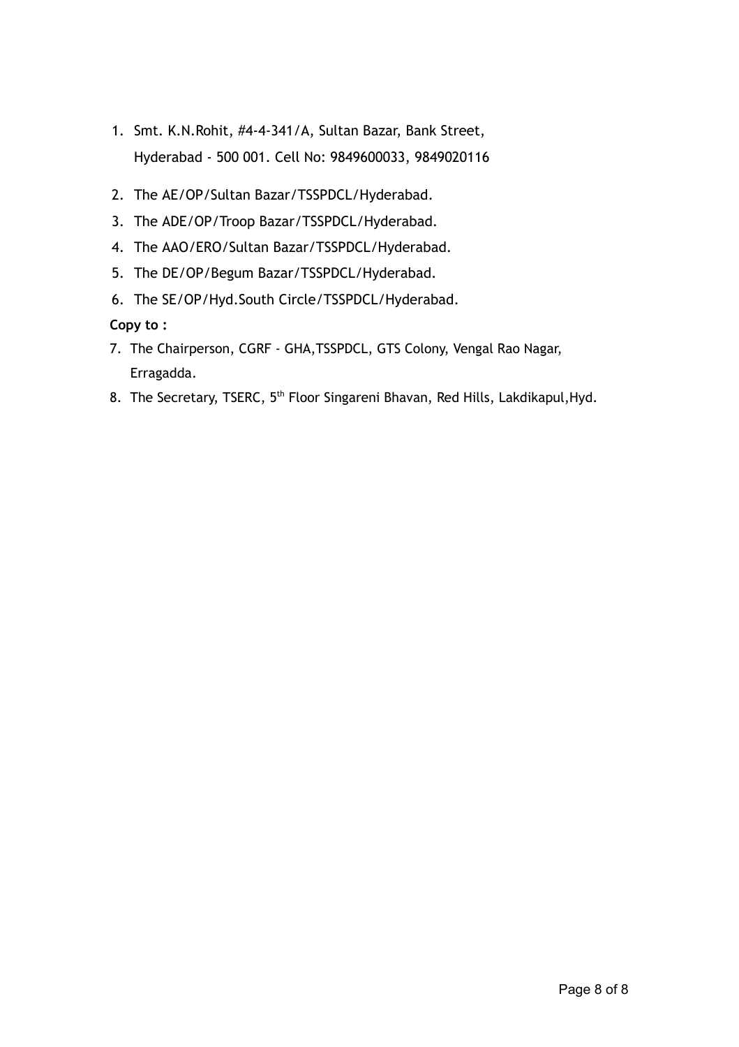1. Smt. K.N.Rohit, #4-4-341/A, Sultan Bazar, Bank Street, Hyderabad - 500 001. Cell No: 9849600033, 9849020116
2. The AE/OP/Sultan Bazar/TSSPDCL/Hyderabad.
3. The ADE/OP/Troop Bazar/TSSPDCL/Hyderabad.
4. The AAO/ERO/Sultan Bazar/TSSPDCL/Hyderabad.
5. The DE/OP/Begum Bazar/TSSPDCL/Hyderabad.
6. The SE/OP/Hyd.South Circle/TSSPDCL/Hyderabad.

**Copy to :**

7. The Chairperson, CGRF - GHA,TSSPDCL, GTS Colony, Vengal Rao Nagar, Erragadda.
8. The Secretary, TSERC, 5th Floor Singareni Bhavan, Red Hills, Lakdikapul,Hyd.